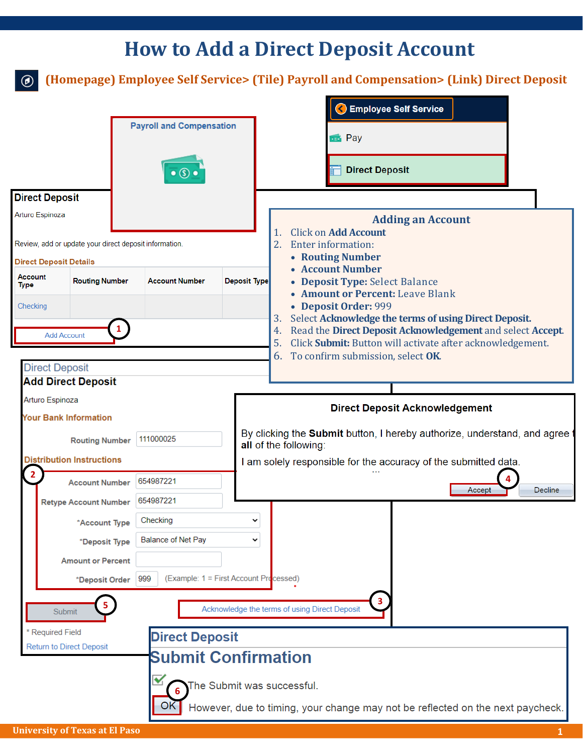# How to Add a Direct Deposit Account

**(Homepage) Employee Self Service> (Tile) Payroll and Compensation> (Link) Direct Deposit**

Payroll and Compensation

Employee Self Service

Pay

Direct Deposit

## Direct Deposit

Arturo Espinoza

Review, add or update your direct deposit information.

**Direct Deposit Details**

| Account Type | Routing Number | Account Number | Deposit Type |
|---|---|---|---|
| Checking | | | |

Add Account (1)

## Adding an Account

1. Click on **Add Account**
2. Enter information:
   - **Routing Number**
   - **Account Number**
   - **Deposit Type:** Select Balance
   - **Amount or Percent:** Leave Blank
   - **Deposit Order:** 999
3. Select **Acknowledge the terms of using Direct Deposit.**
4. Read the **Direct Deposit Acknowledgement** and select **Accept**.
5. Click **Submit:** Button will activate after acknowledgement.
6. To confirm submission, select **OK**.

## Direct Deposit

### Add Direct Deposit

Arturo Espinoza

**Your Bank Information**

Routing Number: 111000025

**Distribution Instructions** (2)

Account Number: 654987221

Retype Account Number: 654987221

*Account Type: Checking

*Deposit Type: Balance of Net Pay

Amount or Percent:

*Deposit Order: 999 (Example: 1 = First Account Processed)

Submit (5)

Acknowledge the terms of using Direct Deposit (3)

\* Required Field

Return to Direct Deposit

### Direct Deposit Acknowledgement

By clicking the **Submit** button, I hereby authorize, understand, and agree to **all** of the following:

I am solely responsible for the accuracy of the submitted data.

...

Accept (4) Decline

## Direct Deposit

### Submit Confirmation

The Submit was successful.

OK (6) However, due to timing, your change may not be reflected on the next paycheck.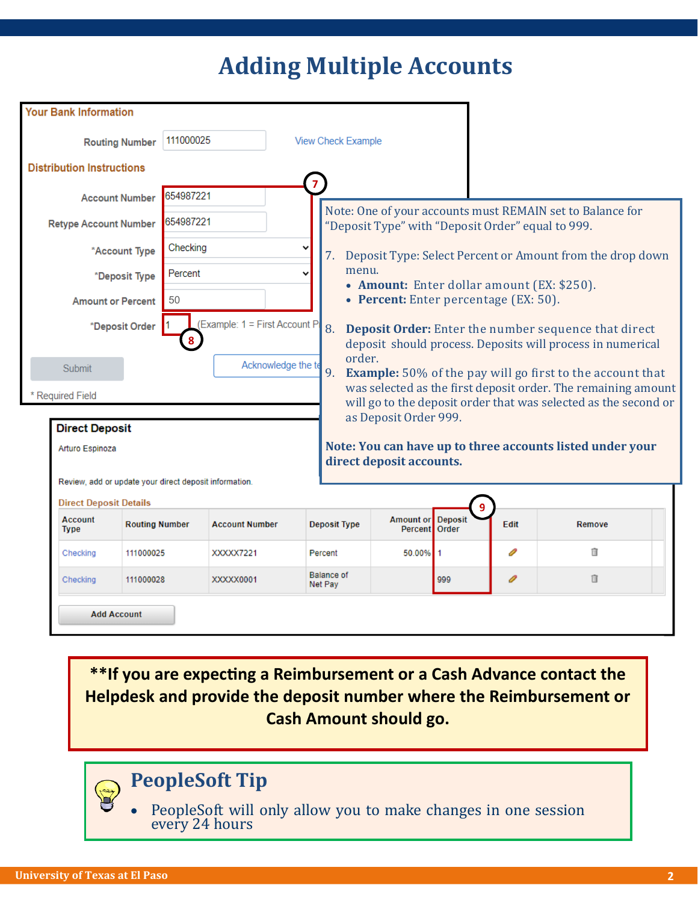# Adding Multiple Accounts

**Your Bank Information**

Routing Number 111000025 View Check Example

**Distribution Instructions**

Account Number 654987221

Retype Account Number 654987221

*Account Type Checking

*Deposit Type Percent

Amount or Percent 50

*Deposit Order 1 (Example: 1 = First Account P

Submit

Acknowledge the te

* Required Field

Note: One of your accounts must REMAIN set to Balance for "Deposit Type" with "Deposit Order" equal to 999.

7. Deposit Type: Select Percent or Amount from the drop down menu.
   - **Amount:** Enter dollar amount (EX: $250).
   - **Percent:** Enter percentage (EX: 50).
8. **Deposit Order:** Enter the number sequence that direct deposit should process. Deposits will process in numerical order.
9. **Example:** 50% of the pay will go first to the account that was selected as the first deposit order. The remaining amount will go to the deposit order that was selected as the second or as Deposit Order 999.

**Note: You can have up to three accounts listed under your direct deposit accounts.**

**Direct Deposit**

Arturo Espinoza

Review, add or update your direct deposit information.

**Direct Deposit Details**

| Account Type | Routing Number | Account Number | Deposit Type | Amount or Percent | Deposit Order | Edit | Remove |
|---|---|---|---|---|---|---|---|
| Checking | 111000025 | XXXXX7221 | Percent | 50.00% | 1 | | |
| Checking | 111000028 | XXXXX0001 | Balance of Net Pay | | 999 | | |

Add Account

**If you are expecting a Reimbursement or a Cash Advance contact the Helpdesk and provide the deposit number where the Reimbursement or Cash Amount should go.**

## PeopleSoft Tip

- PeopleSoft will only allow you to make changes in one session every 24 hours